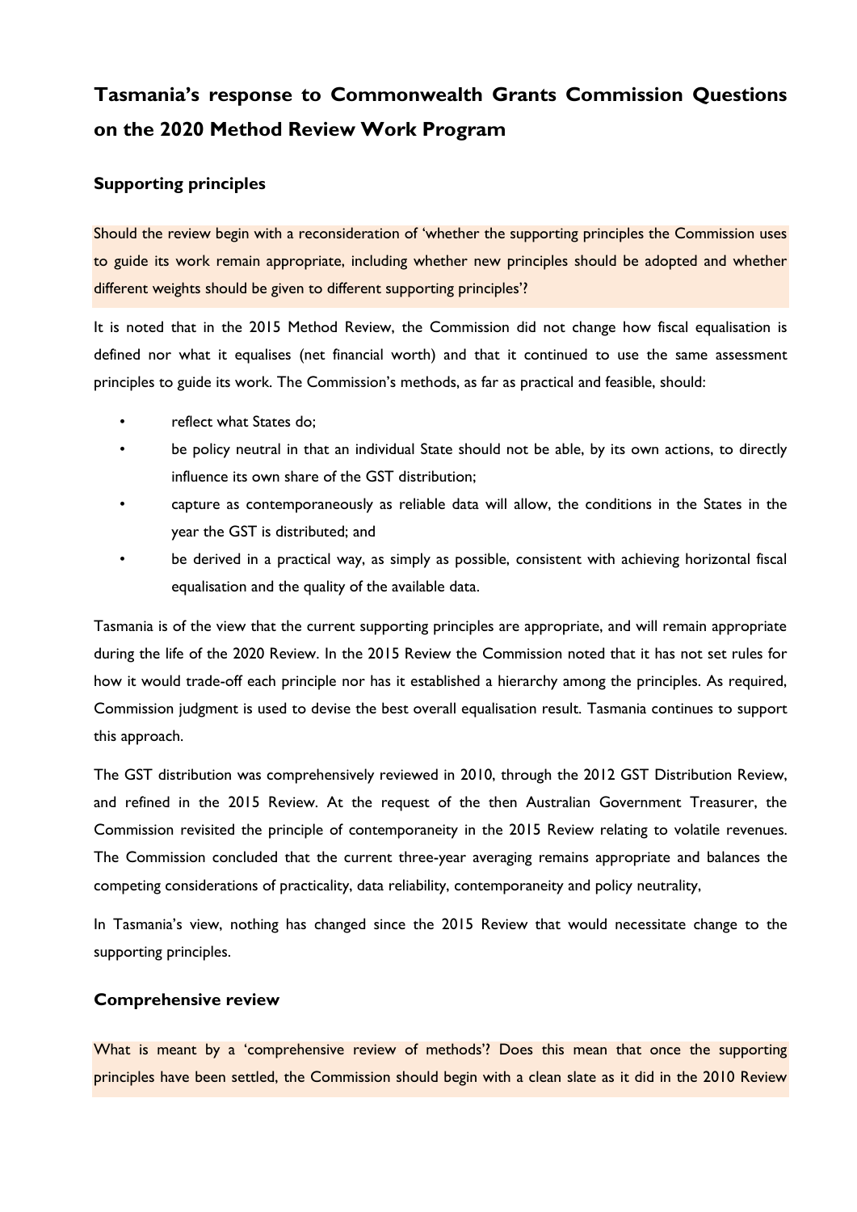# Tasmania's response to Commonwealth Grants Commission Questions on the 2020 Method Review Work Program

## Supporting principles

Should the review begin with a reconsideration of 'whether the supporting principles the Commission uses to guide its work remain appropriate, including whether new principles should be adopted and whether different weights should be given to different supporting principles'?

It is noted that in the 2015 Method Review, the Commission did not change how fiscal equalisation is defined nor what it equalises (net financial worth) and that it continued to use the same assessment principles to guide its work. The Commission's methods, as far as practical and feasible, should:

- reflect what States do;
- be policy neutral in that an individual State should not be able, by its own actions, to directly influence its own share of the GST distribution;
- capture as contemporaneously as reliable data will allow, the conditions in the States in the year the GST is distributed; and
- be derived in a practical way, as simply as possible, consistent with achieving horizontal fiscal equalisation and the quality of the available data.

Tasmania is of the view that the current supporting principles are appropriate, and will remain appropriate during the life of the 2020 Review. In the 2015 Review the Commission noted that it has not set rules for how it would trade-off each principle nor has it established a hierarchy among the principles. As required, Commission judgment is used to devise the best overall equalisation result. Tasmania continues to support this approach.

The GST distribution was comprehensively reviewed in 2010, through the 2012 GST Distribution Review, and refined in the 2015 Review. At the request of the then Australian Government Treasurer, the Commission revisited the principle of contemporaneity in the 2015 Review relating to volatile revenues. The Commission concluded that the current three-year averaging remains appropriate and balances the competing considerations of practicality, data reliability, contemporaneity and policy neutrality,

In Tasmania's view, nothing has changed since the 2015 Review that would necessitate change to the supporting principles.

## Comprehensive review

What is meant by a 'comprehensive review of methods'? Does this mean that once the supporting principles have been settled, the Commission should begin with a clean slate as it did in the 2010 Review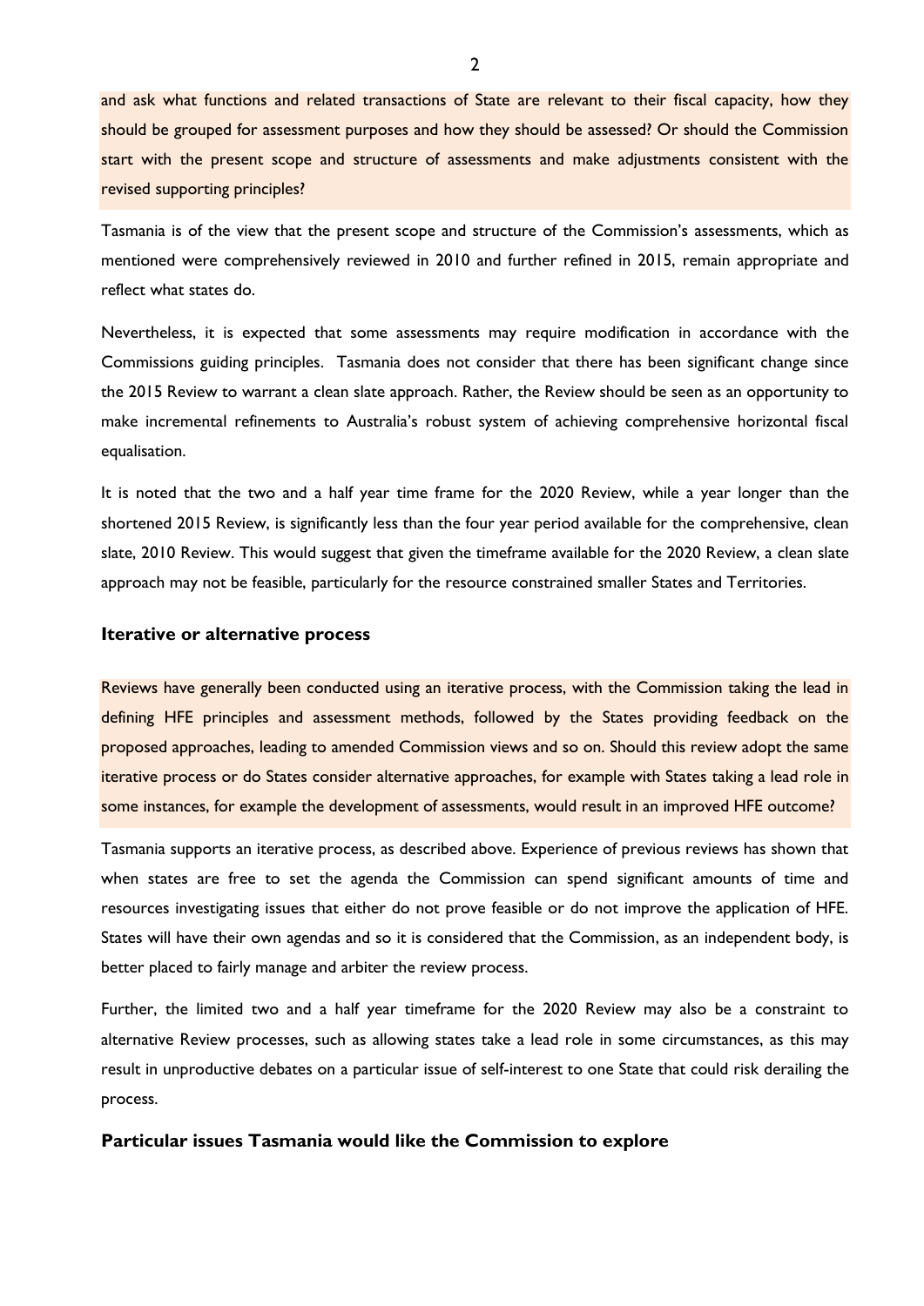and ask what functions and related transactions of State are relevant to their fiscal capacity, how they should be grouped for assessment purposes and how they should be assessed? Or should the Commission start with the present scope and structure of assessments and make adjustments consistent with the revised supporting principles?

Tasmania is of the view that the present scope and structure of the Commission's assessments, which as mentioned were comprehensively reviewed in 2010 and further refined in 2015, remain appropriate and reflect what states do.

Nevertheless, it is expected that some assessments may require modification in accordance with the Commissions guiding principles. Tasmania does not consider that there has been significant change since the 2015 Review to warrant a clean slate approach. Rather, the Review should be seen as an opportunity to make incremental refinements to Australia's robust system of achieving comprehensive horizontal fiscal equalisation.

It is noted that the two and a half year time frame for the 2020 Review, while a year longer than the shortened 2015 Review, is significantly less than the four year period available for the comprehensive, clean slate, 2010 Review. This would suggest that given the timeframe available for the 2020 Review, a clean slate approach may not be feasible, particularly for the resource constrained smaller States and Territories.

### Iterative or alternative process

Reviews have generally been conducted using an iterative process, with the Commission taking the lead in defining HFE principles and assessment methods, followed by the States providing feedback on the proposed approaches, leading to amended Commission views and so on. Should this review adopt the same iterative process or do States consider alternative approaches, for example with States taking a lead role in some instances, for example the development of assessments, would result in an improved HFE outcome?

Tasmania supports an iterative process, as described above. Experience of previous reviews has shown that when states are free to set the agenda the Commission can spend significant amounts of time and resources investigating issues that either do not prove feasible or do not improve the application of HFE. States will have their own agendas and so it is considered that the Commission, as an independent body, is better placed to fairly manage and arbiter the review process.

Further, the limited two and a half year timeframe for the 2020 Review may also be a constraint to alternative Review processes, such as allowing states take a lead role in some circumstances, as this may result in unproductive debates on a particular issue of self-interest to one State that could risk derailing the process.

### Particular issues Tasmania would like the Commission to explore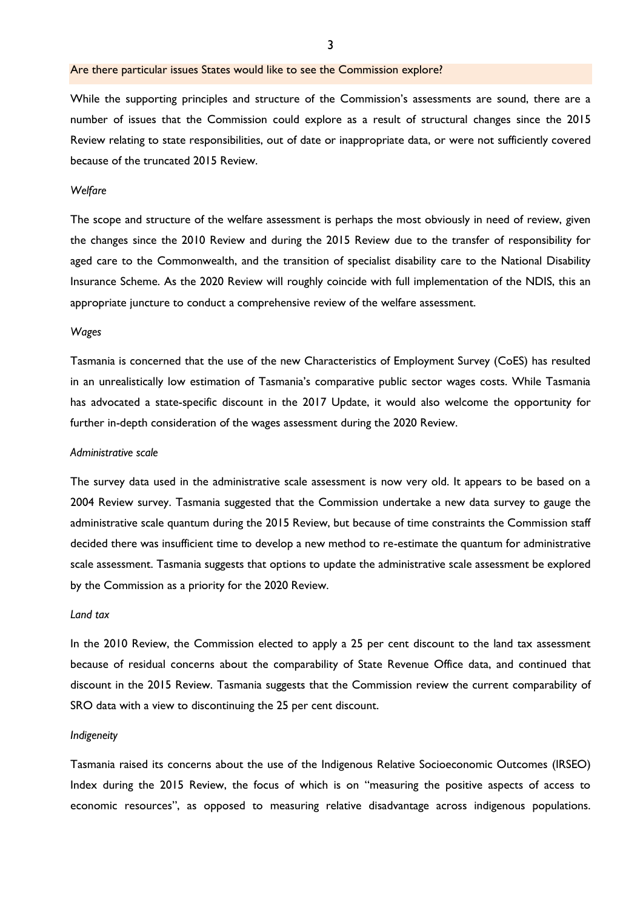## Are there particular issues States would like to see the Commission explore?

While the supporting principles and structure of the Commission's assessments are sound, there are a number of issues that the Commission could explore as a result of structural changes since the 2015 Review relating to state responsibilities, out of date or inappropriate data, or were not sufficiently covered because of the truncated 2015 Review.

*Welfare*

The scope and structure of the welfare assessment is perhaps the most obviously in need of review, given the changes since the 2010 Review and during the 2015 Review due to the transfer of responsibility for aged care to the Commonwealth, and the transition of specialist disability care to the National Disability Insurance Scheme. As the 2020 Review will roughly coincide with full implementation of the NDIS, this an appropriate juncture to conduct a comprehensive review of the welfare assessment.

*Wages*

Tasmania is concerned that the use of the new Characteristics of Employment Survey (CoES) has resulted in an unrealistically low estimation of Tasmania's comparative public sector wages costs. While Tasmania has advocated a state-specific discount in the 2017 Update, it would also welcome the opportunity for further in-depth consideration of the wages assessment during the 2020 Review.

*Administrative scale*

The survey data used in the administrative scale assessment is now very old. It appears to be based on a 2004 Review survey. Tasmania suggested that the Commission undertake a new data survey to gauge the administrative scale quantum during the 2015 Review, but because of time constraints the Commission staff decided there was insufficient time to develop a new method to re-estimate the quantum for administrative scale assessment. Tasmania suggests that options to update the administrative scale assessment be explored by the Commission as a priority for the 2020 Review.

*Land tax*

In the 2010 Review, the Commission elected to apply a 25 per cent discount to the land tax assessment because of residual concerns about the comparability of State Revenue Office data, and continued that discount in the 2015 Review. Tasmania suggests that the Commission review the current comparability of SRO data with a view to discontinuing the 25 per cent discount.

*Indigeneity*

Tasmania raised its concerns about the use of the Indigenous Relative Socioeconomic Outcomes (IRSEO) Index during the 2015 Review, the focus of which is on "measuring the positive aspects of access to economic resources", as opposed to measuring relative disadvantage across indigenous populations.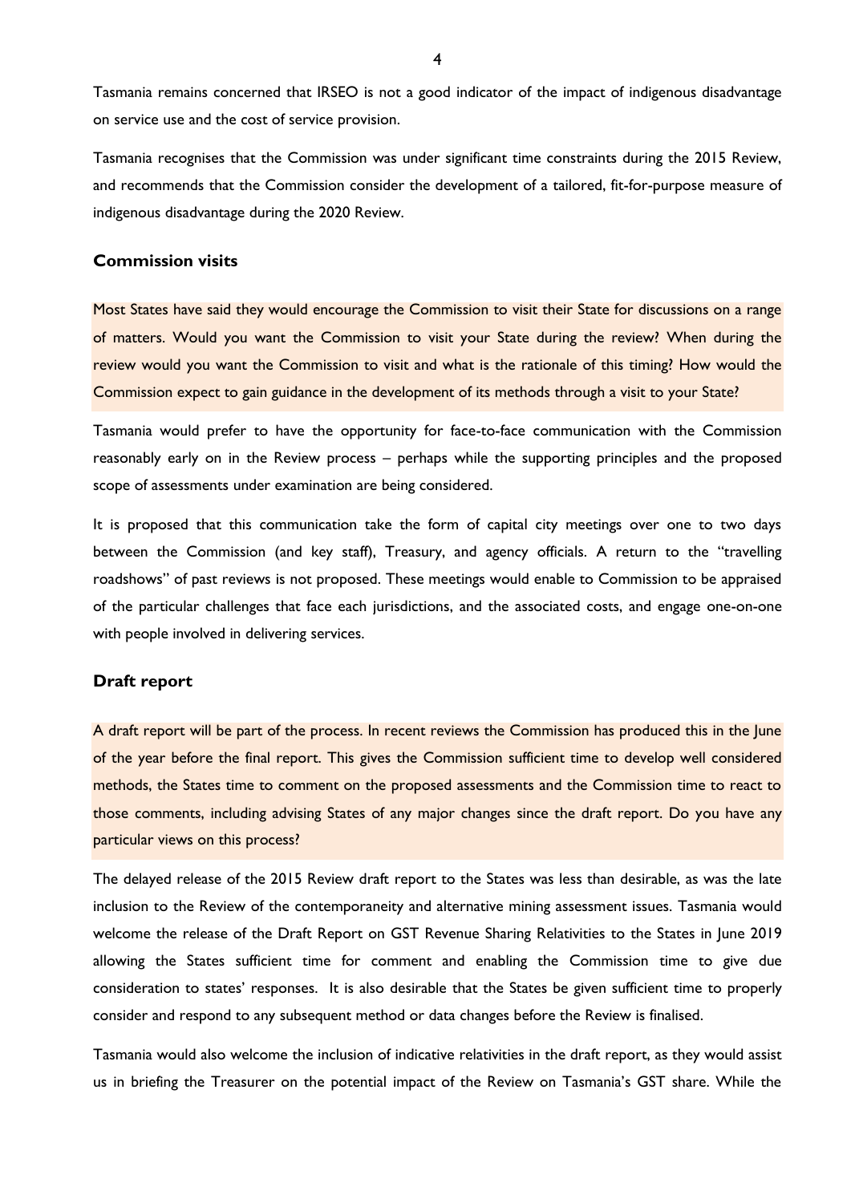Tasmania remains concerned that IRSEO is not a good indicator of the impact of indigenous disadvantage on service use and the cost of service provision.

Tasmania recognises that the Commission was under significant time constraints during the 2015 Review, and recommends that the Commission consider the development of a tailored, fit-for-purpose measure of indigenous disadvantage during the 2020 Review.

## Commission visits

Most States have said they would encourage the Commission to visit their State for discussions on a range of matters. Would you want the Commission to visit your State during the review? When during the review would you want the Commission to visit and what is the rationale of this timing? How would the Commission expect to gain guidance in the development of its methods through a visit to your State?

Tasmania would prefer to have the opportunity for face-to-face communication with the Commission reasonably early on in the Review process – perhaps while the supporting principles and the proposed scope of assessments under examination are being considered.

It is proposed that this communication take the form of capital city meetings over one to two days between the Commission (and key staff), Treasury, and agency officials. A return to the "travelling roadshows" of past reviews is not proposed. These meetings would enable to Commission to be appraised of the particular challenges that face each jurisdictions, and the associated costs, and engage one-on-one with people involved in delivering services.

## Draft report

A draft report will be part of the process. In recent reviews the Commission has produced this in the June of the year before the final report. This gives the Commission sufficient time to develop well considered methods, the States time to comment on the proposed assessments and the Commission time to react to those comments, including advising States of any major changes since the draft report. Do you have any particular views on this process?

The delayed release of the 2015 Review draft report to the States was less than desirable, as was the late inclusion to the Review of the contemporaneity and alternative mining assessment issues. Tasmania would welcome the release of the Draft Report on GST Revenue Sharing Relativities to the States in June 2019 allowing the States sufficient time for comment and enabling the Commission time to give due consideration to states' responses. It is also desirable that the States be given sufficient time to properly consider and respond to any subsequent method or data changes before the Review is finalised.

Tasmania would also welcome the inclusion of indicative relativities in the draft report, as they would assist us in briefing the Treasurer on the potential impact of the Review on Tasmania's GST share. While the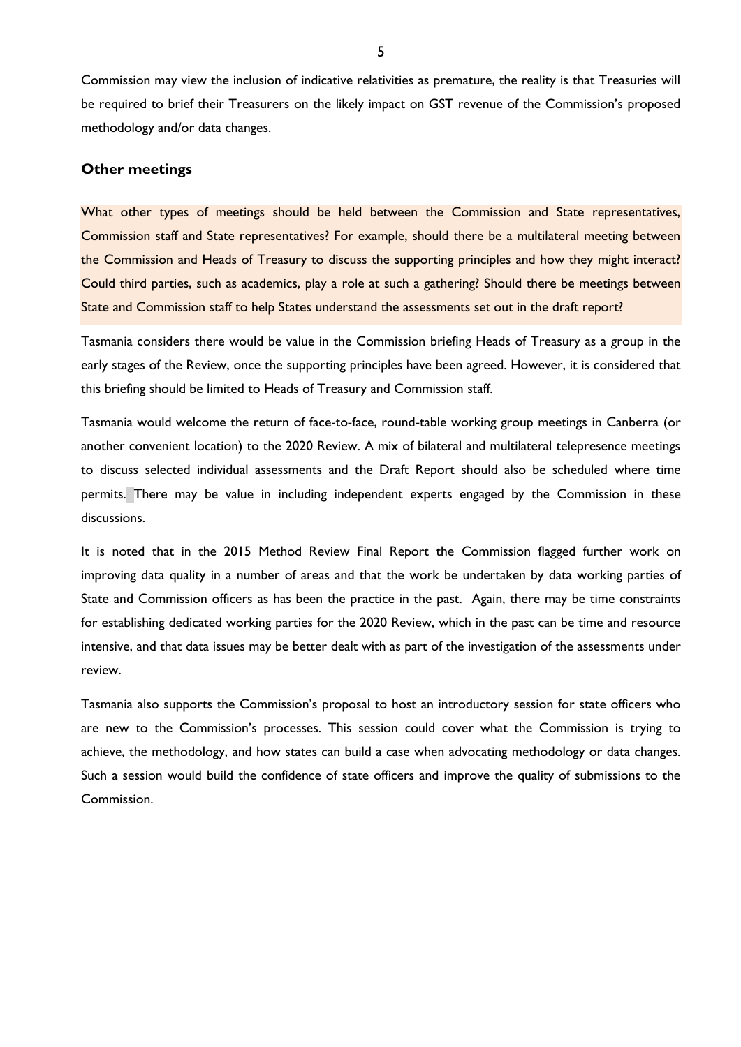Commission may view the inclusion of indicative relativities as premature, the reality is that Treasuries will be required to brief their Treasurers on the likely impact on GST revenue of the Commission's proposed methodology and/or data changes.

## Other meetings

What other types of meetings should be held between the Commission and State representatives, Commission staff and State representatives? For example, should there be a multilateral meeting between the Commission and Heads of Treasury to discuss the supporting principles and how they might interact? Could third parties, such as academics, play a role at such a gathering? Should there be meetings between State and Commission staff to help States understand the assessments set out in the draft report?

Tasmania considers there would be value in the Commission briefing Heads of Treasury as a group in the early stages of the Review, once the supporting principles have been agreed. However, it is considered that this briefing should be limited to Heads of Treasury and Commission staff.

Tasmania would welcome the return of face-to-face, round-table working group meetings in Canberra (or another convenient location) to the 2020 Review. A mix of bilateral and multilateral telepresence meetings to discuss selected individual assessments and the Draft Report should also be scheduled where time permits. There may be value in including independent experts engaged by the Commission in these discussions.

It is noted that in the 2015 Method Review Final Report the Commission flagged further work on improving data quality in a number of areas and that the work be undertaken by data working parties of State and Commission officers as has been the practice in the past. Again, there may be time constraints for establishing dedicated working parties for the 2020 Review, which in the past can be time and resource intensive, and that data issues may be better dealt with as part of the investigation of the assessments under review.

Tasmania also supports the Commission's proposal to host an introductory session for state officers who are new to the Commission's processes. This session could cover what the Commission is trying to achieve, the methodology, and how states can build a case when advocating methodology or data changes. Such a session would build the confidence of state officers and improve the quality of submissions to the Commission.